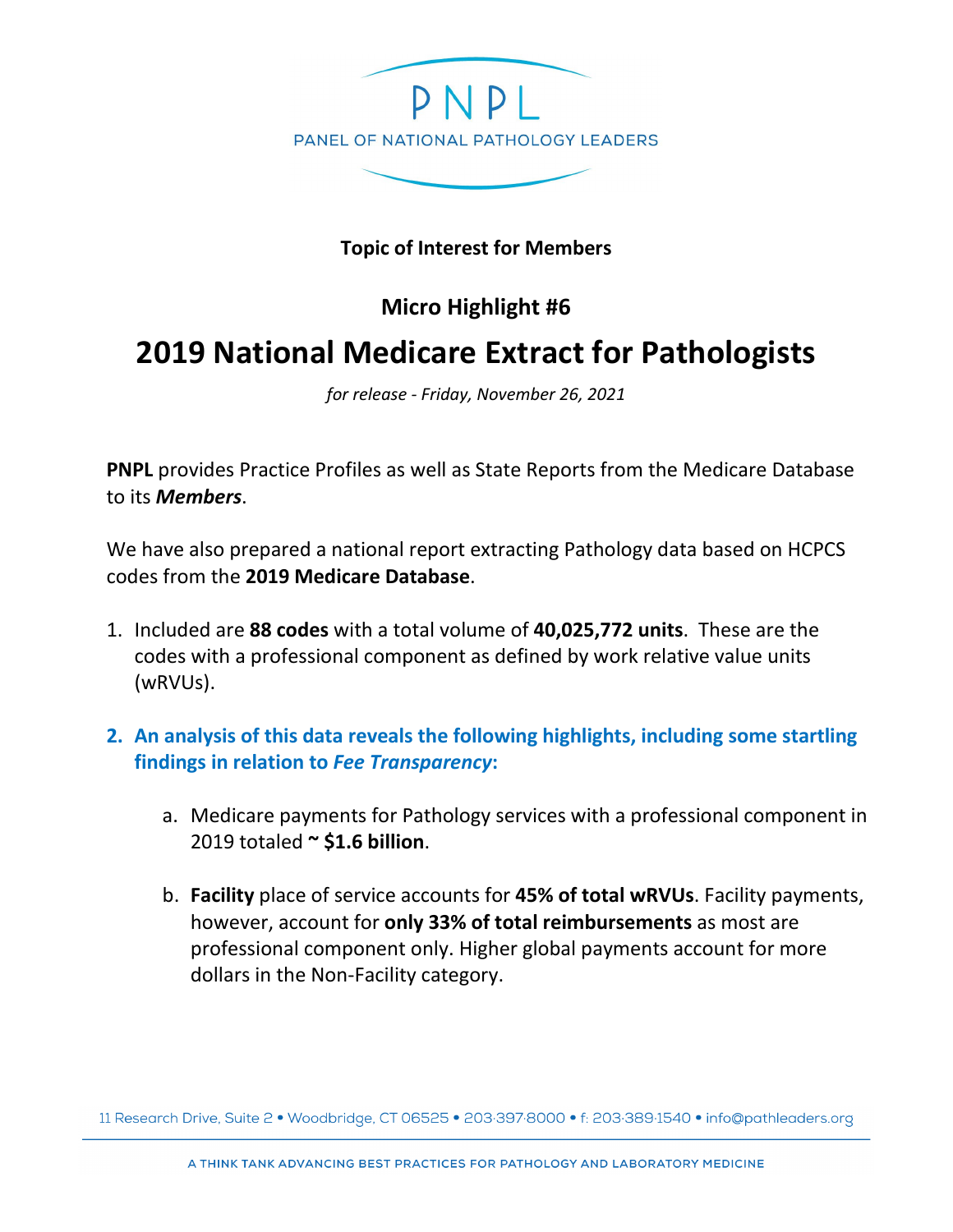PNPL

PANEL OF NATIONAL PATHOLOGY LEADERS

**Topic of Interest for Members**

**Micro Highlight #6**

# 2019 National Medicare Extract for Pathologists

*for release - Friday, November 26, 2021*

**PNPL** provides Practice Profiles as well as State Reports from the Medicare Database to its ***Members***.

We have also prepared a national report extracting Pathology data based on HCPCS codes from the **2019 Medicare Database**.

1. Included are **88 codes** with a total volume of **40,025,772 units**. These are the codes with a professional component as defined by work relative value units (wRVUs).

2. **An analysis of this data reveals the following highlights, including some startling findings in relation to *Fee Transparency*:**

    a. Medicare payments for Pathology services with a professional component in 2019 totaled **~ $1.6 billion**.

    b. **Facility** place of service accounts for **45% of total wRVUs**. Facility payments, however, account for **only 33% of total reimbursements** as most are professional component only. Higher global payments account for more dollars in the Non-Facility category.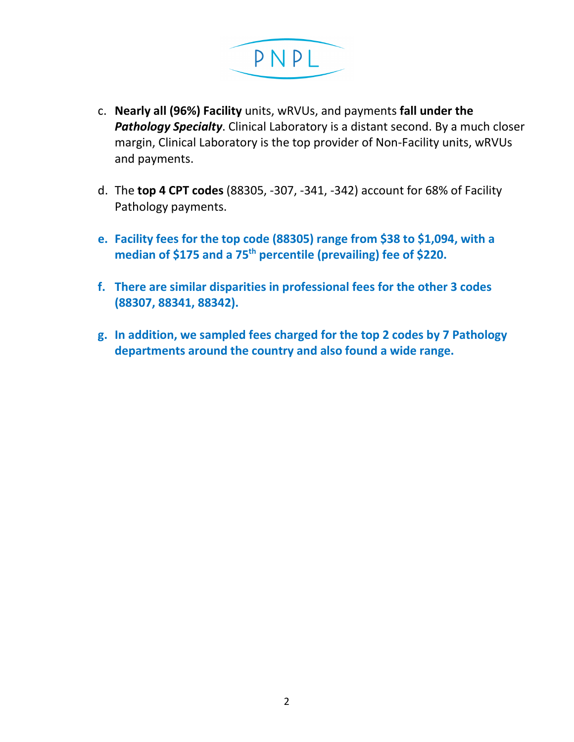c. **Nearly all (96%) Facility** units, wRVUs, and payments **fall under the *Pathology Specialty***. Clinical Laboratory is a distant second. By a much closer margin, Clinical Laboratory is the top provider of Non-Facility units, wRVUs and payments.

d. The **top 4 CPT codes** (88305, -307, -341, -342) account for 68% of Facility Pathology payments.

**e. Facility fees for the top code (88305) range from $38 to $1,094, with a median of $175 and a 75th percentile (prevailing) fee of $220.**

**f. There are similar disparities in professional fees for the other 3 codes (88307, 88341, 88342).**

**g. In addition, we sampled fees charged for the top 2 codes by 7 Pathology departments around the country and also found a wide range.**